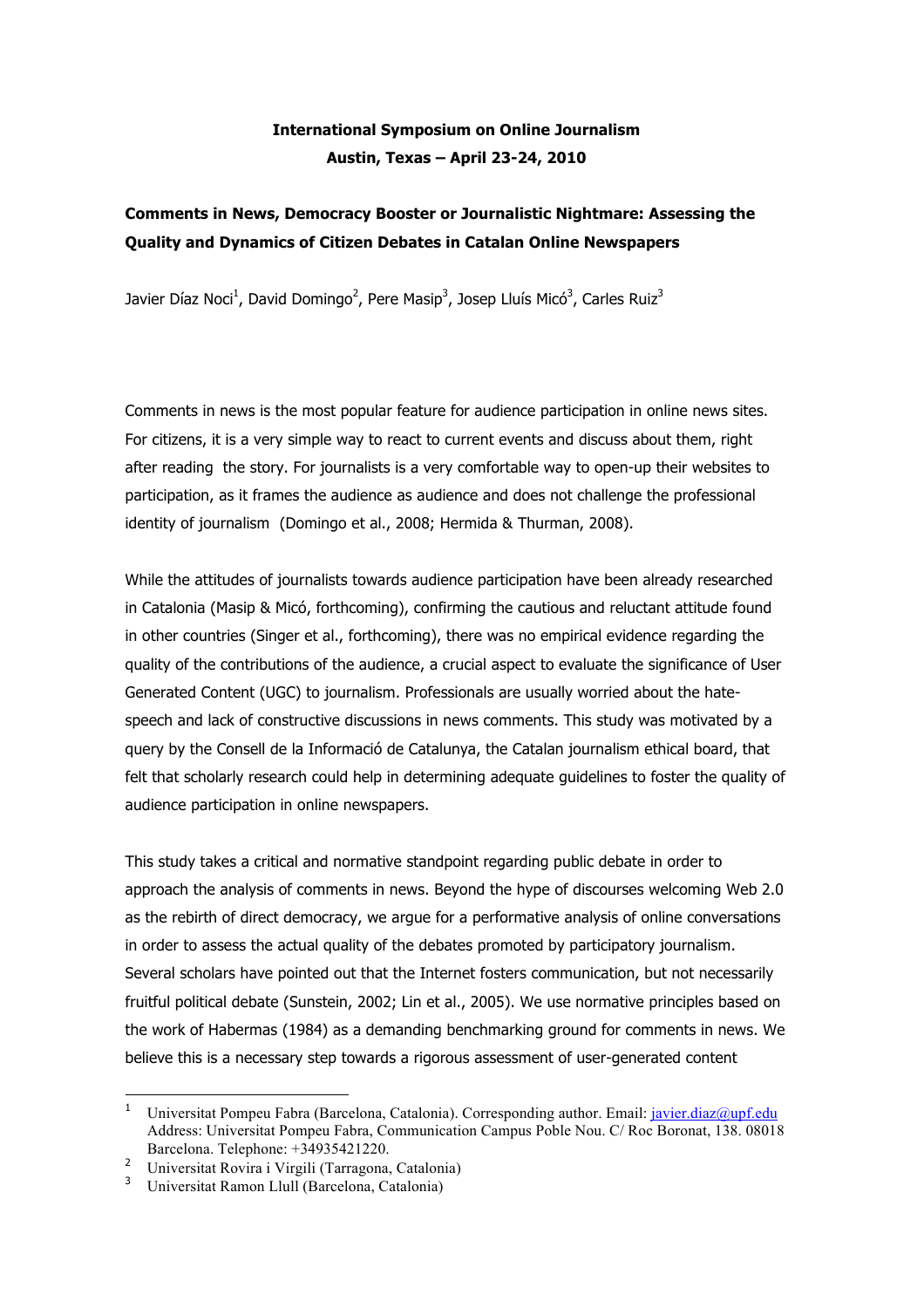**International Symposium on Online Journalism**
**Austin, Texas – April 23-24, 2010**

# Comments in News, Democracy Booster or Journalistic Nightmare: Assessing the Quality and Dynamics of Citizen Debates in Catalan Online Newspapers

Javier Díaz Noci[1], David Domingo[2], Pere Masip[3], Josep Lluís Micó[3], Carles Ruiz[3]

Comments in news is the most popular feature for audience participation in online news sites. For citizens, it is a very simple way to react to current events and discuss about them, right after reading the story. For journalists is a very comfortable way to open-up their websites to participation, as it frames the audience as audience and does not challenge the professional identity of journalism (Domingo et al., 2008; Hermida & Thurman, 2008).

While the attitudes of journalists towards audience participation have been already researched in Catalonia (Masip & Micó, forthcoming), confirming the cautious and reluctant attitude found in other countries (Singer et al., forthcoming), there was no empirical evidence regarding the quality of the contributions of the audience, a crucial aspect to evaluate the significance of User Generated Content (UGC) to journalism. Professionals are usually worried about the hate-speech and lack of constructive discussions in news comments. This study was motivated by a query by the Consell de la Informació de Catalunya, the Catalan journalism ethical board, that felt that scholarly research could help in determining adequate guidelines to foster the quality of audience participation in online newspapers.

This study takes a critical and normative standpoint regarding public debate in order to approach the analysis of comments in news. Beyond the hype of discourses welcoming Web 2.0 as the rebirth of direct democracy, we argue for a performative analysis of online conversations in order to assess the actual quality of the debates promoted by participatory journalism. Several scholars have pointed out that the Internet fosters communication, but not necessarily fruitful political debate (Sunstein, 2002; Lin et al., 2005). We use normative principles based on the work of Habermas (1984) as a demanding benchmarking ground for comments in news. We believe this is a necessary step towards a rigorous assessment of user-generated content

---

[1] Universitat Pompeu Fabra (Barcelona, Catalonia). Corresponding author. Email: javier.diaz@upf.edu Address: Universitat Pompeu Fabra, Communication Campus Poble Nou. C/ Roc Boronat, 138. 08018 Barcelona. Telephone: +34935421220.

[2] Universitat Rovira i Virgili (Tarragona, Catalonia)

[3] Universitat Ramon Llull (Barcelona, Catalonia)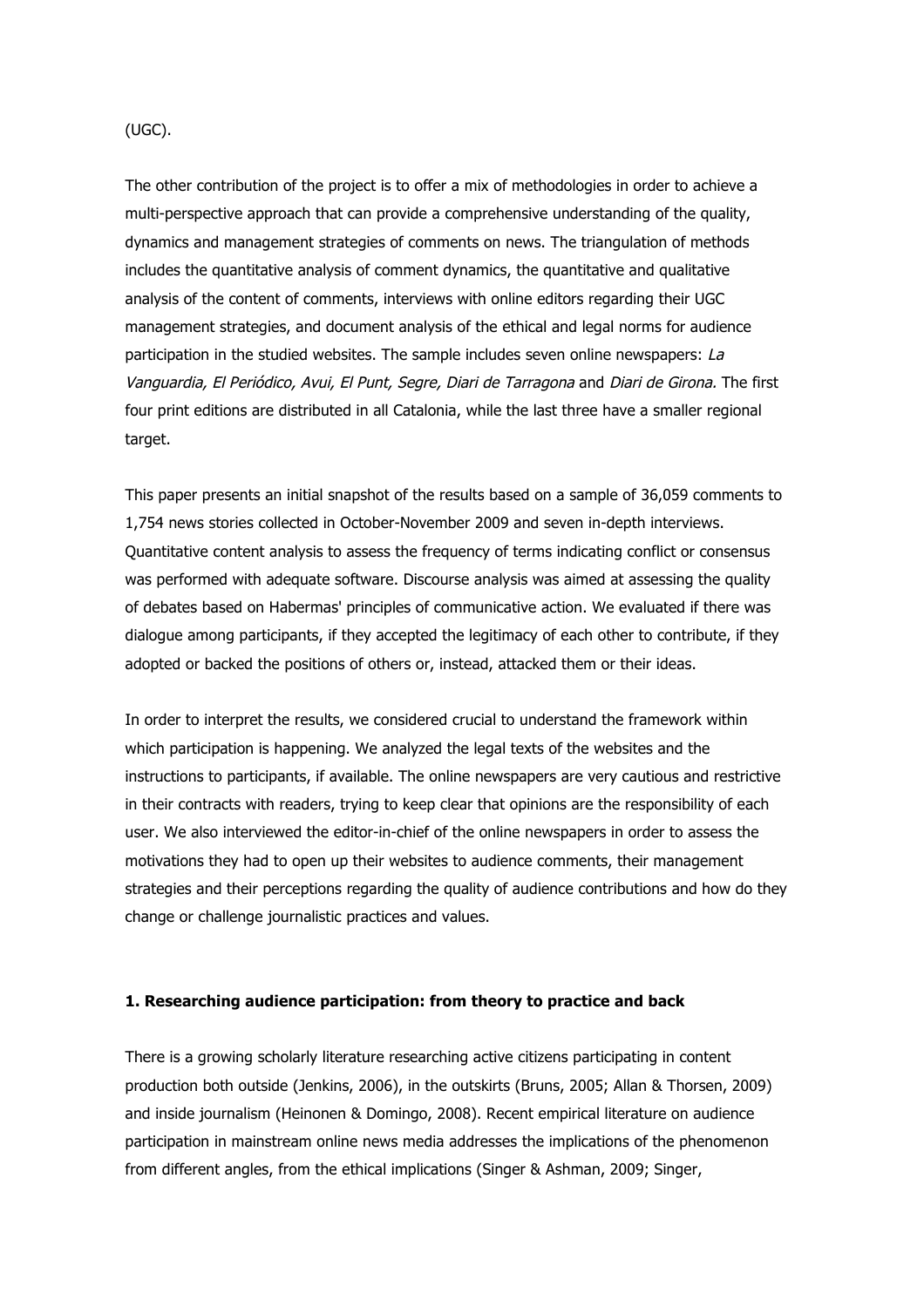(UGC).

The other contribution of the project is to offer a mix of methodologies in order to achieve a multi-perspective approach that can provide a comprehensive understanding of the quality, dynamics and management strategies of comments on news. The triangulation of methods includes the quantitative analysis of comment dynamics, the quantitative and qualitative analysis of the content of comments, interviews with online editors regarding their UGC management strategies, and document analysis of the ethical and legal norms for audience participation in the studied websites. The sample includes seven online newspapers: *La Vanguardia, El Periódico, Avui, El Punt, Segre, Diari de Tarragona* and *Diari de Girona.* The first four print editions are distributed in all Catalonia, while the last three have a smaller regional target.

This paper presents an initial snapshot of the results based on a sample of 36,059 comments to 1,754 news stories collected in October-November 2009 and seven in-depth interviews. Quantitative content analysis to assess the frequency of terms indicating conflict or consensus was performed with adequate software. Discourse analysis was aimed at assessing the quality of debates based on Habermas' principles of communicative action. We evaluated if there was dialogue among participants, if they accepted the legitimacy of each other to contribute, if they adopted or backed the positions of others or, instead, attacked them or their ideas.

In order to interpret the results, we considered crucial to understand the framework within which participation is happening. We analyzed the legal texts of the websites and the instructions to participants, if available. The online newspapers are very cautious and restrictive in their contracts with readers, trying to keep clear that opinions are the responsibility of each user. We also interviewed the editor-in-chief of the online newspapers in order to assess the motivations they had to open up their websites to audience comments, their management strategies and their perceptions regarding the quality of audience contributions and how do they change or challenge journalistic practices and values.

## 1. Researching audience participation: from theory to practice and back

There is a growing scholarly literature researching active citizens participating in content production both outside (Jenkins, 2006), in the outskirts (Bruns, 2005; Allan & Thorsen, 2009) and inside journalism (Heinonen & Domingo, 2008). Recent empirical literature on audience participation in mainstream online news media addresses the implications of the phenomenon from different angles, from the ethical implications (Singer & Ashman, 2009; Singer,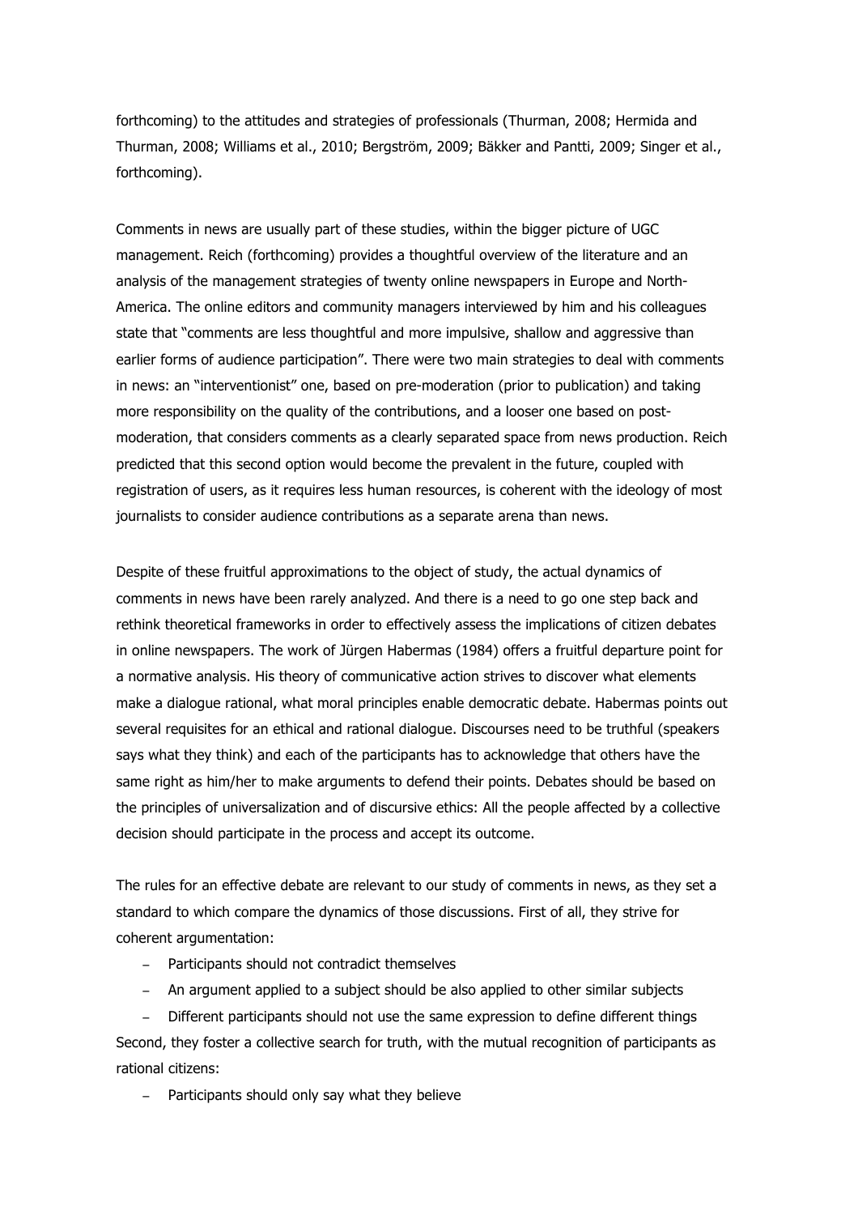forthcoming) to the attitudes and strategies of professionals (Thurman, 2008; Hermida and Thurman, 2008; Williams et al., 2010; Bergström, 2009; Bäkker and Pantti, 2009; Singer et al., forthcoming).

Comments in news are usually part of these studies, within the bigger picture of UGC management. Reich (forthcoming) provides a thoughtful overview of the literature and an analysis of the management strategies of twenty online newspapers in Europe and North-America. The online editors and community managers interviewed by him and his colleagues state that "comments are less thoughtful and more impulsive, shallow and aggressive than earlier forms of audience participation". There were two main strategies to deal with comments in news: an "interventionist" one, based on pre-moderation (prior to publication) and taking more responsibility on the quality of the contributions, and a looser one based on post-moderation, that considers comments as a clearly separated space from news production. Reich predicted that this second option would become the prevalent in the future, coupled with registration of users, as it requires less human resources, is coherent with the ideology of most journalists to consider audience contributions as a separate arena than news.

Despite of these fruitful approximations to the object of study, the actual dynamics of comments in news have been rarely analyzed. And there is a need to go one step back and rethink theoretical frameworks in order to effectively assess the implications of citizen debates in online newspapers. The work of Jürgen Habermas (1984) offers a fruitful departure point for a normative analysis. His theory of communicative action strives to discover what elements make a dialogue rational, what moral principles enable democratic debate. Habermas points out several requisites for an ethical and rational dialogue. Discourses need to be truthful (speakers says what they think) and each of the participants has to acknowledge that others have the same right as him/her to make arguments to defend their points. Debates should be based on the principles of universalization and of discursive ethics: All the people affected by a collective decision should participate in the process and accept its outcome.

The rules for an effective debate are relevant to our study of comments in news, as they set a standard to which compare the dynamics of those discussions. First of all, they strive for coherent argumentation:

- Participants should not contradict themselves
- An argument applied to a subject should be also applied to other similar subjects
- Different participants should not use the same expression to define different things

Second, they foster a collective search for truth, with the mutual recognition of participants as rational citizens:

- Participants should only say what they believe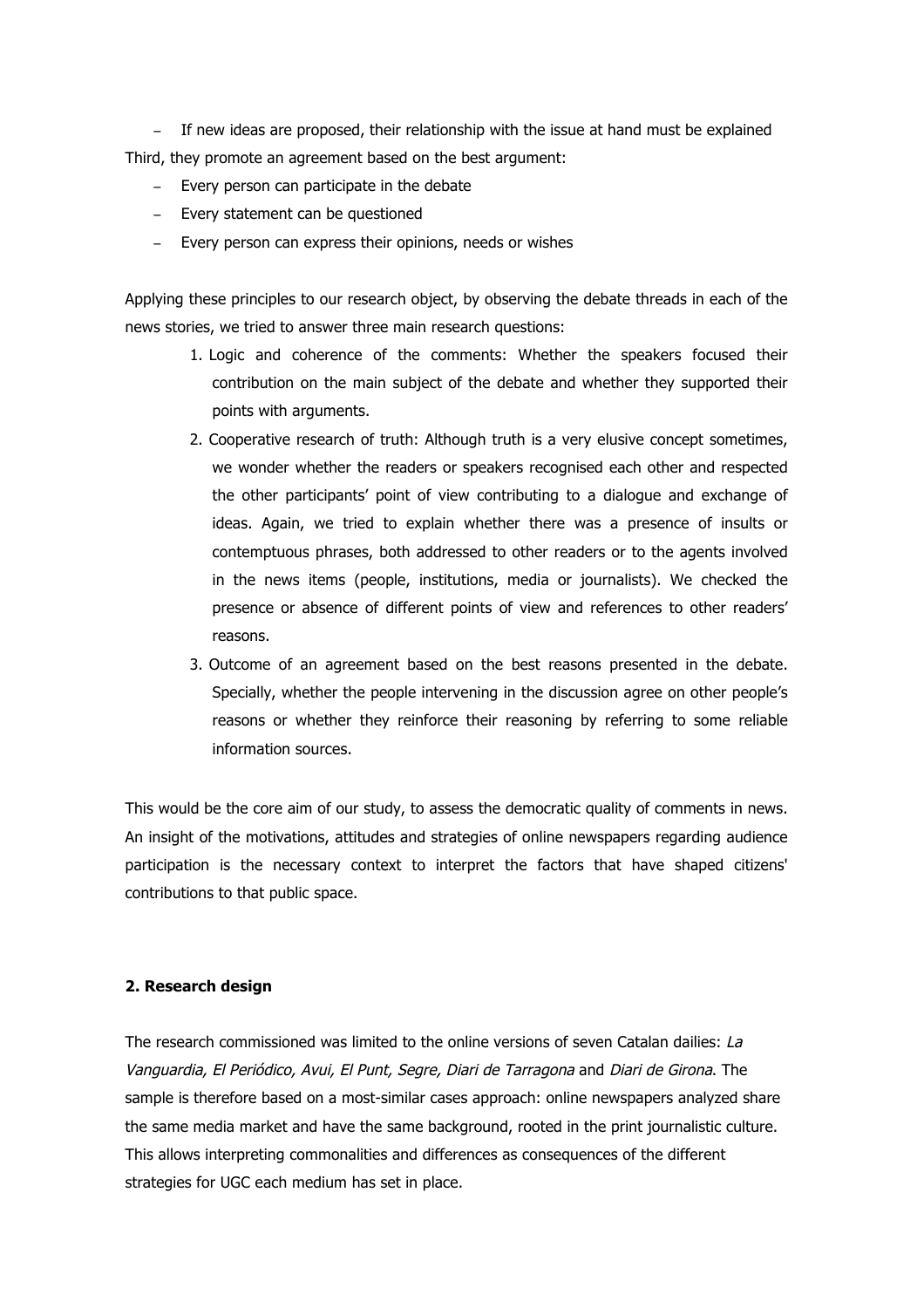- If new ideas are proposed, their relationship with the issue at hand must be explained

Third, they promote an agreement based on the best argument:

- Every person can participate in the debate
- Every statement can be questioned
- Every person can express their opinions, needs or wishes

Applying these principles to our research object, by observing the debate threads in each of the news stories, we tried to answer three main research questions:

1. Logic and coherence of the comments: Whether the speakers focused their contribution on the main subject of the debate and whether they supported their points with arguments.
2. Cooperative research of truth: Although truth is a very elusive concept sometimes, we wonder whether the readers or speakers recognised each other and respected the other participants' point of view contributing to a dialogue and exchange of ideas. Again, we tried to explain whether there was a presence of insults or contemptuous phrases, both addressed to other readers or to the agents involved in the news items (people, institutions, media or journalists). We checked the presence or absence of different points of view and references to other readers' reasons.
3. Outcome of an agreement based on the best reasons presented in the debate. Specially, whether the people intervening in the discussion agree on other people's reasons or whether they reinforce their reasoning by referring to some reliable information sources.

This would be the core aim of our study, to assess the democratic quality of comments in news. An insight of the motivations, attitudes and strategies of online newspapers regarding audience participation is the necessary context to interpret the factors that have shaped citizens' contributions to that public space.

## 2. Research design

The research commissioned was limited to the online versions of seven Catalan dailies: *La Vanguardia, El Periódico, Avui, El Punt, Segre, Diari de Tarragona* and *Diari de Girona*. The sample is therefore based on a most-similar cases approach: online newspapers analyzed share the same media market and have the same background, rooted in the print journalistic culture. This allows interpreting commonalities and differences as consequences of the different strategies for UGC each medium has set in place.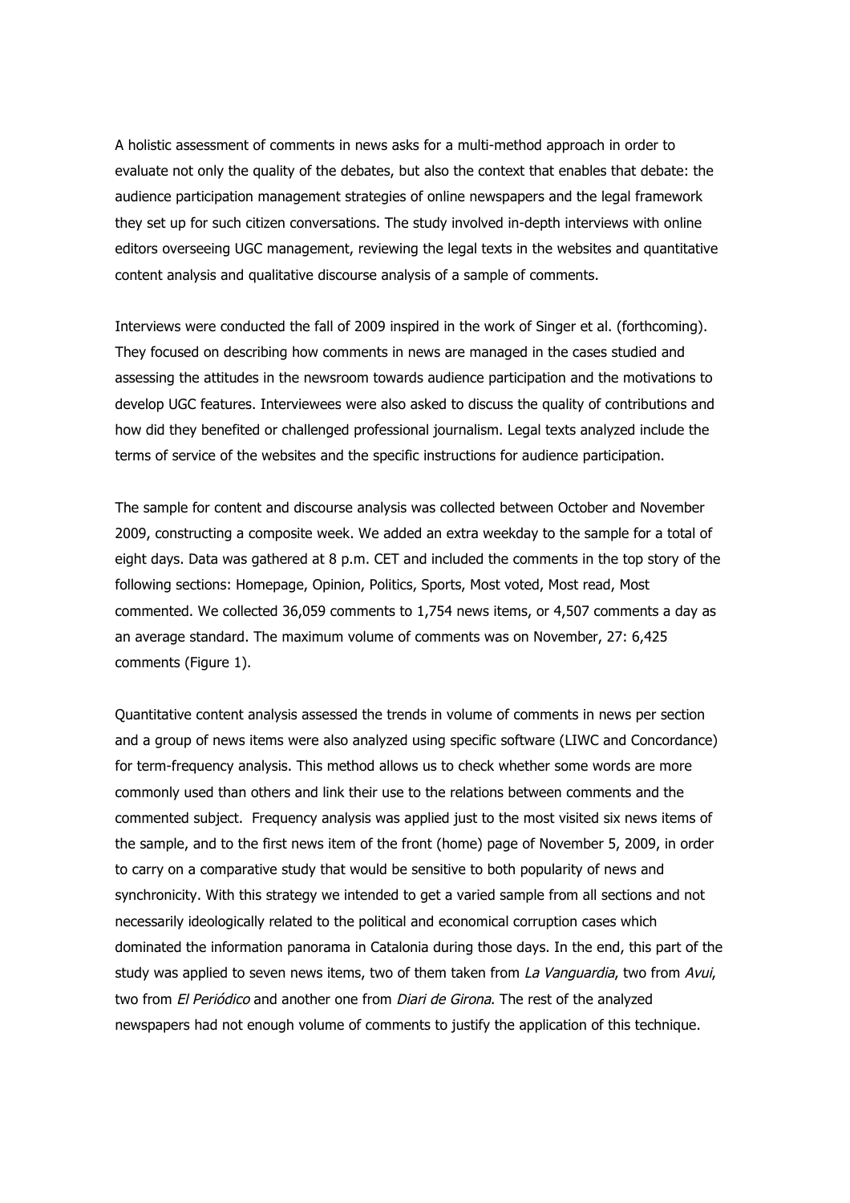A holistic assessment of comments in news asks for a multi-method approach in order to evaluate not only the quality of the debates, but also the context that enables that debate: the audience participation management strategies of online newspapers and the legal framework they set up for such citizen conversations. The study involved in-depth interviews with online editors overseeing UGC management, reviewing the legal texts in the websites and quantitative content analysis and qualitative discourse analysis of a sample of comments.

Interviews were conducted the fall of 2009 inspired in the work of Singer et al. (forthcoming). They focused on describing how comments in news are managed in the cases studied and assessing the attitudes in the newsroom towards audience participation and the motivations to develop UGC features. Interviewees were also asked to discuss the quality of contributions and how did they benefited or challenged professional journalism. Legal texts analyzed include the terms of service of the websites and the specific instructions for audience participation.

The sample for content and discourse analysis was collected between October and November 2009, constructing a composite week. We added an extra weekday to the sample for a total of eight days. Data was gathered at 8 p.m. CET and included the comments in the top story of the following sections: Homepage, Opinion, Politics, Sports, Most voted, Most read, Most commented. We collected 36,059 comments to 1,754 news items, or 4,507 comments a day as an average standard. The maximum volume of comments was on November, 27: 6,425 comments (Figure 1).

Quantitative content analysis assessed the trends in volume of comments in news per section and a group of news items were also analyzed using specific software (LIWC and Concordance) for term-frequency analysis. This method allows us to check whether some words are more commonly used than others and link their use to the relations between comments and the commented subject. Frequency analysis was applied just to the most visited six news items of the sample, and to the first news item of the front (home) page of November 5, 2009, in order to carry on a comparative study that would be sensitive to both popularity of news and synchronicity. With this strategy we intended to get a varied sample from all sections and not necessarily ideologically related to the political and economical corruption cases which dominated the information panorama in Catalonia during those days. In the end, this part of the study was applied to seven news items, two of them taken from *La Vanguardia*, two from *Avui*, two from *El Periódico* and another one from *Diari de Girona*. The rest of the analyzed newspapers had not enough volume of comments to justify the application of this technique.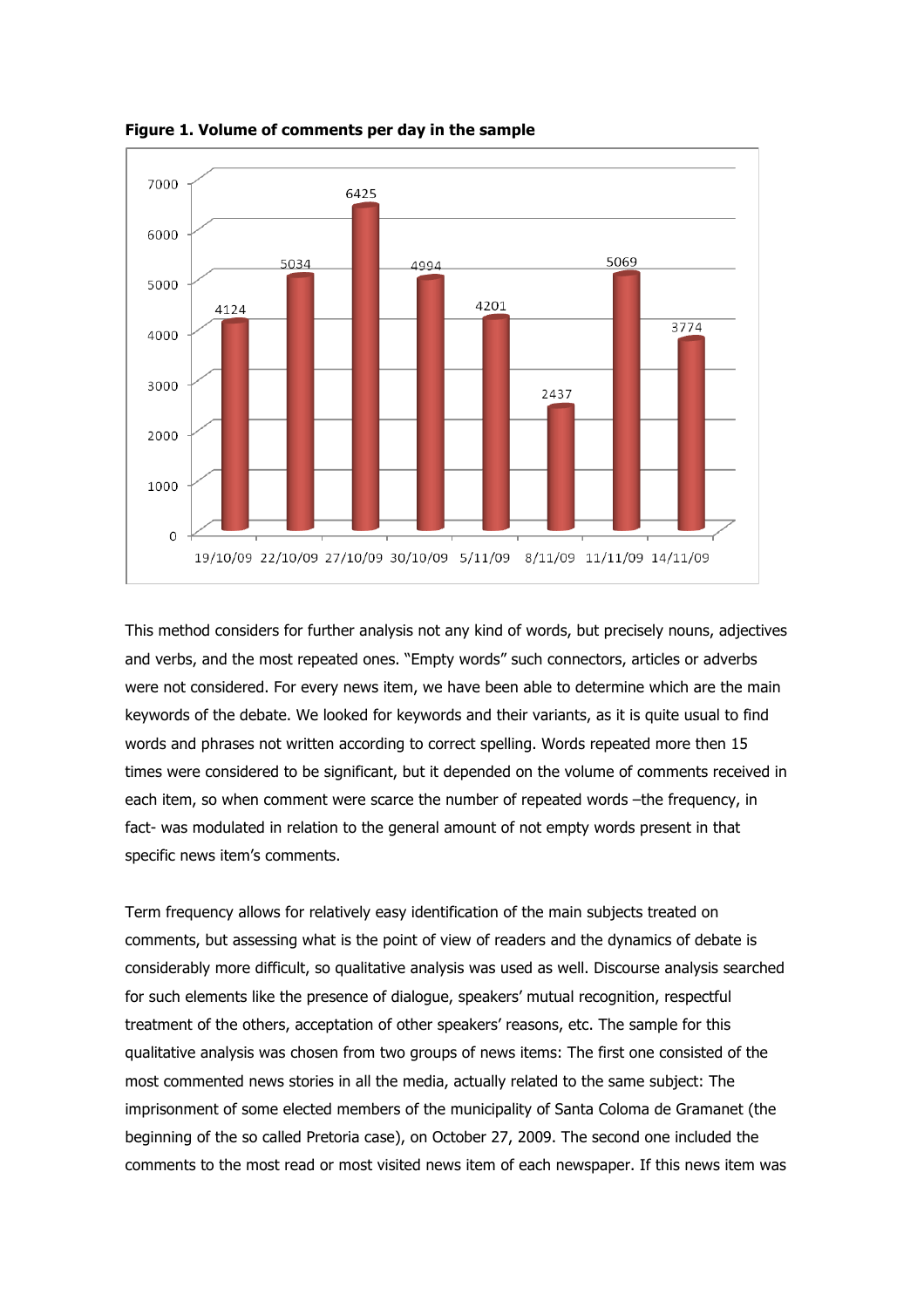**Figure 1. Volume of comments per day in the sample**

| Date | Comments |
| --- | --- |
| 19/10/09 | 4124 |
| 22/10/09 | 5034 |
| 27/10/09 | 6425 |
| 30/10/09 | 4994 |
| 5/11/09 | 4201 |
| 8/11/09 | 2437 |
| 11/11/09 | 5069 |
| 14/11/09 | 3774 |

This method considers for further analysis not any kind of words, but precisely nouns, adjectives and verbs, and the most repeated ones. "Empty words" such connectors, articles or adverbs were not considered. For every news item, we have been able to determine which are the main keywords of the debate. We looked for keywords and their variants, as it is quite usual to find words and phrases not written according to correct spelling. Words repeated more then 15 times were considered to be significant, but it depended on the volume of comments received in each item, so when comment were scarce the number of repeated words –the frequency, in fact- was modulated in relation to the general amount of not empty words present in that specific news item's comments.

Term frequency allows for relatively easy identification of the main subjects treated on comments, but assessing what is the point of view of readers and the dynamics of debate is considerably more difficult, so qualitative analysis was used as well. Discourse analysis searched for such elements like the presence of dialogue, speakers' mutual recognition, respectful treatment of the others, acceptation of other speakers' reasons, etc. The sample for this qualitative analysis was chosen from two groups of news items: The first one consisted of the most commented news stories in all the media, actually related to the same subject: The imprisonment of some elected members of the municipality of Santa Coloma de Gramanet (the beginning of the so called Pretoria case), on October 27, 2009. The second one included the comments to the most read or most visited news item of each newspaper. If this news item was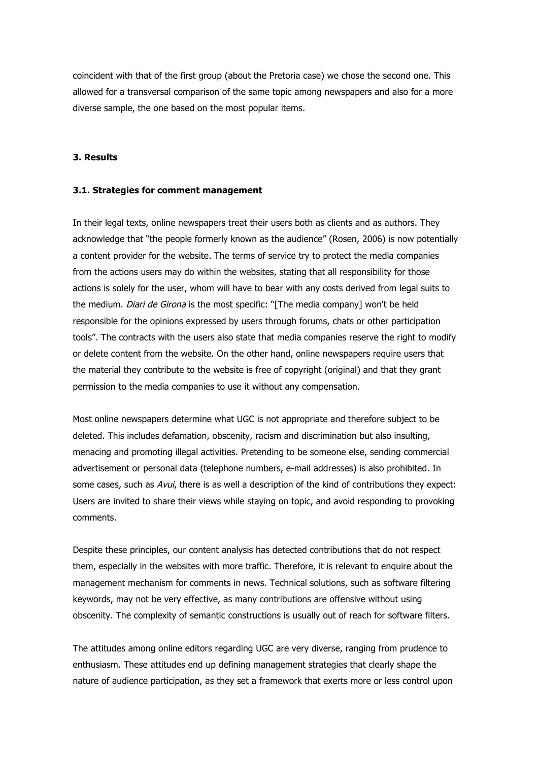coincident with that of the first group (about the Pretoria case) we chose the second one. This allowed for a transversal comparison of the same topic among newspapers and also for a more diverse sample, the one based on the most popular items.

## 3. Results

### 3.1. Strategies for comment management

In their legal texts, online newspapers treat their users both as clients and as authors. They acknowledge that "the people formerly known as the audience" (Rosen, 2006) is now potentially a content provider for the website. The terms of service try to protect the media companies from the actions users may do within the websites, stating that all responsibility for those actions is solely for the user, whom will have to bear with any costs derived from legal suits to the medium. *Diari de Girona* is the most specific: "[The media company] won't be held responsible for the opinions expressed by users through forums, chats or other participation tools". The contracts with the users also state that media companies reserve the right to modify or delete content from the website. On the other hand, online newspapers require users that the material they contribute to the website is free of copyright (original) and that they grant permission to the media companies to use it without any compensation.

Most online newspapers determine what UGC is not appropriate and therefore subject to be deleted. This includes defamation, obscenity, racism and discrimination but also insulting, menacing and promoting illegal activities. Pretending to be someone else, sending commercial advertisement or personal data (telephone numbers, e-mail addresses) is also prohibited. In some cases, such as *Avui*, there is as well a description of the kind of contributions they expect: Users are invited to share their views while staying on topic, and avoid responding to provoking comments.

Despite these principles, our content analysis has detected contributions that do not respect them, especially in the websites with more traffic. Therefore, it is relevant to enquire about the management mechanism for comments in news. Technical solutions, such as software filtering keywords, may not be very effective, as many contributions are offensive without using obscenity. The complexity of semantic constructions is usually out of reach for software filters.

The attitudes among online editors regarding UGC are very diverse, ranging from prudence to enthusiasm. These attitudes end up defining management strategies that clearly shape the nature of audience participation, as they set a framework that exerts more or less control upon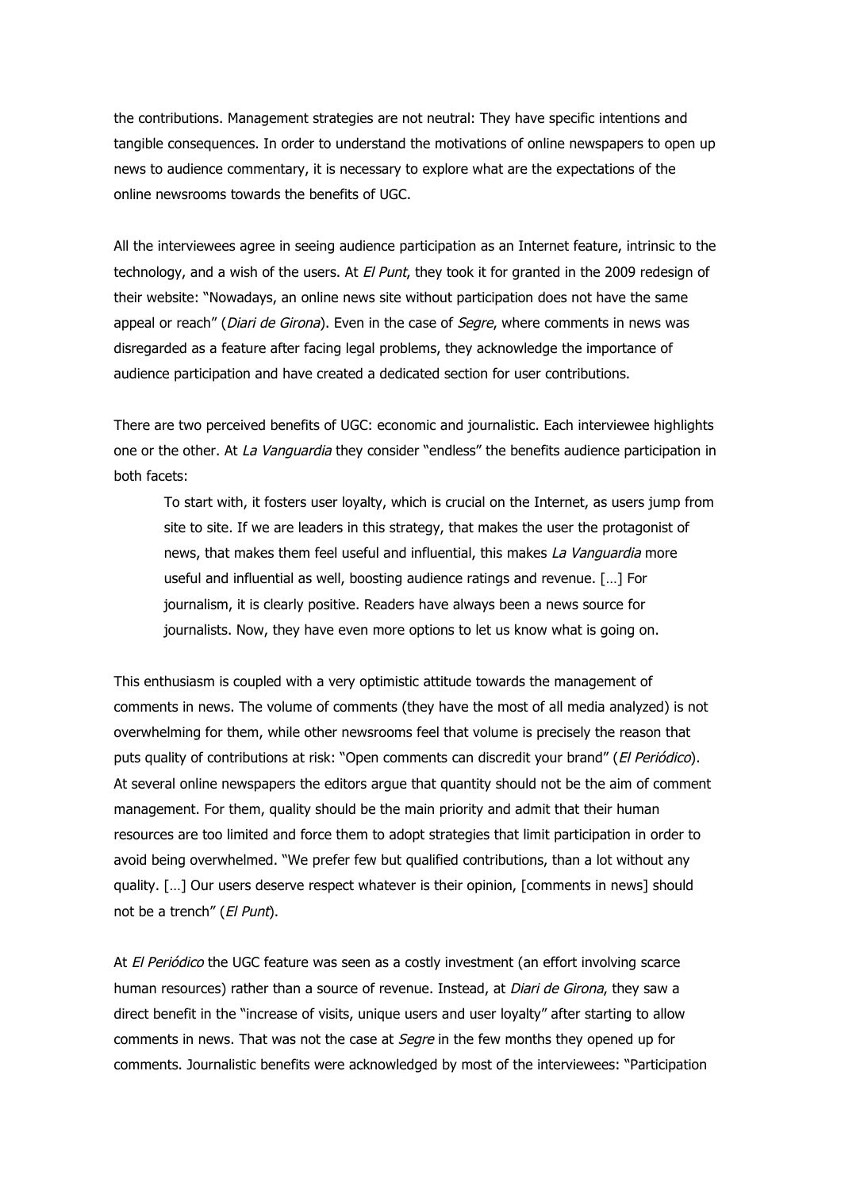the contributions. Management strategies are not neutral: They have specific intentions and tangible consequences. In order to understand the motivations of online newspapers to open up news to audience commentary, it is necessary to explore what are the expectations of the online newsrooms towards the benefits of UGC.

All the interviewees agree in seeing audience participation as an Internet feature, intrinsic to the technology, and a wish of the users. At *El Punt*, they took it for granted in the 2009 redesign of their website: "Nowadays, an online news site without participation does not have the same appeal or reach" (*Diari de Girona*). Even in the case of *Segre*, where comments in news was disregarded as a feature after facing legal problems, they acknowledge the importance of audience participation and have created a dedicated section for user contributions.

There are two perceived benefits of UGC: economic and journalistic. Each interviewee highlights one or the other. At *La Vanguardia* they consider "endless" the benefits audience participation in both facets:

> To start with, it fosters user loyalty, which is crucial on the Internet, as users jump from site to site. If we are leaders in this strategy, that makes the user the protagonist of news, that makes them feel useful and influential, this makes *La Vanguardia* more useful and influential as well, boosting audience ratings and revenue. […] For journalism, it is clearly positive. Readers have always been a news source for journalists. Now, they have even more options to let us know what is going on.

This enthusiasm is coupled with a very optimistic attitude towards the management of comments in news. The volume of comments (they have the most of all media analyzed) is not overwhelming for them, while other newsrooms feel that volume is precisely the reason that puts quality of contributions at risk: "Open comments can discredit your brand" (*El Periódico*). At several online newspapers the editors argue that quantity should not be the aim of comment management. For them, quality should be the main priority and admit that their human resources are too limited and force them to adopt strategies that limit participation in order to avoid being overwhelmed. "We prefer few but qualified contributions, than a lot without any quality. […] Our users deserve respect whatever is their opinion, [comments in news] should not be a trench" (*El Punt*).

At *El Periódico* the UGC feature was seen as a costly investment (an effort involving scarce human resources) rather than a source of revenue. Instead, at *Diari de Girona*, they saw a direct benefit in the "increase of visits, unique users and user loyalty" after starting to allow comments in news. That was not the case at *Segre* in the few months they opened up for comments. Journalistic benefits were acknowledged by most of the interviewees: "Participation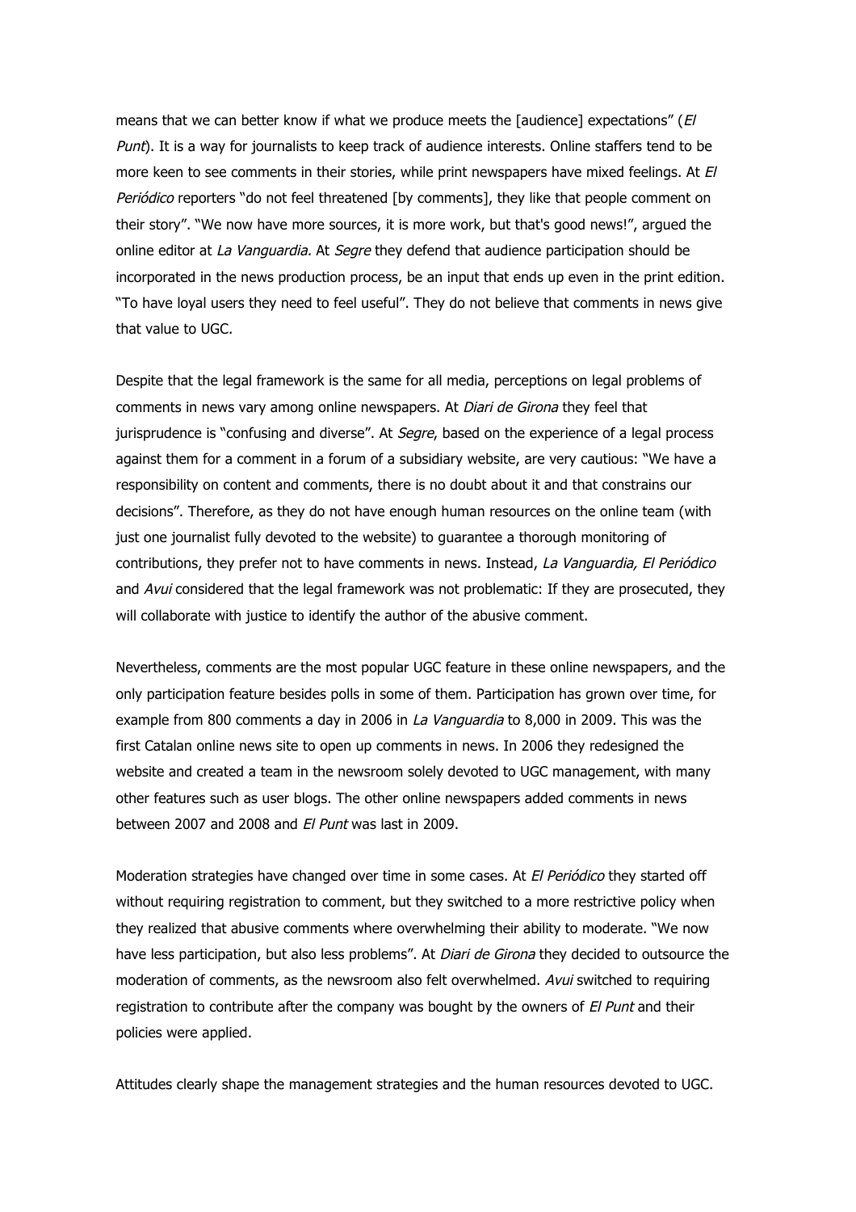means that we can better know if what we produce meets the [audience] expectations" (*El Punt*). It is a way for journalists to keep track of audience interests. Online staffers tend to be more keen to see comments in their stories, while print newspapers have mixed feelings. At *El Periódico* reporters "do not feel threatened [by comments], they like that people comment on their story". "We now have more sources, it is more work, but that's good news!", argued the online editor at *La Vanguardia.* At *Segre* they defend that audience participation should be incorporated in the news production process, be an input that ends up even in the print edition. "To have loyal users they need to feel useful". They do not believe that comments in news give that value to UGC.

Despite that the legal framework is the same for all media, perceptions on legal problems of comments in news vary among online newspapers. At *Diari de Girona* they feel that jurisprudence is "confusing and diverse". At *Segre*, based on the experience of a legal process against them for a comment in a forum of a subsidiary website, are very cautious: "We have a responsibility on content and comments, there is no doubt about it and that constrains our decisions". Therefore, as they do not have enough human resources on the online team (with just one journalist fully devoted to the website) to guarantee a thorough monitoring of contributions, they prefer not to have comments in news. Instead, *La Vanguardia, El Periódico* and *Avui* considered that the legal framework was not problematic: If they are prosecuted, they will collaborate with justice to identify the author of the abusive comment.

Nevertheless, comments are the most popular UGC feature in these online newspapers, and the only participation feature besides polls in some of them. Participation has grown over time, for example from 800 comments a day in 2006 in *La Vanguardia* to 8,000 in 2009. This was the first Catalan online news site to open up comments in news. In 2006 they redesigned the website and created a team in the newsroom solely devoted to UGC management, with many other features such as user blogs. The other online newspapers added comments in news between 2007 and 2008 and *El Punt* was last in 2009.

Moderation strategies have changed over time in some cases. At *El Periódico* they started off without requiring registration to comment, but they switched to a more restrictive policy when they realized that abusive comments where overwhelming their ability to moderate. "We now have less participation, but also less problems". At *Diari de Girona* they decided to outsource the moderation of comments, as the newsroom also felt overwhelmed. *Avui* switched to requiring registration to contribute after the company was bought by the owners of *El Punt* and their policies were applied.

Attitudes clearly shape the management strategies and the human resources devoted to UGC.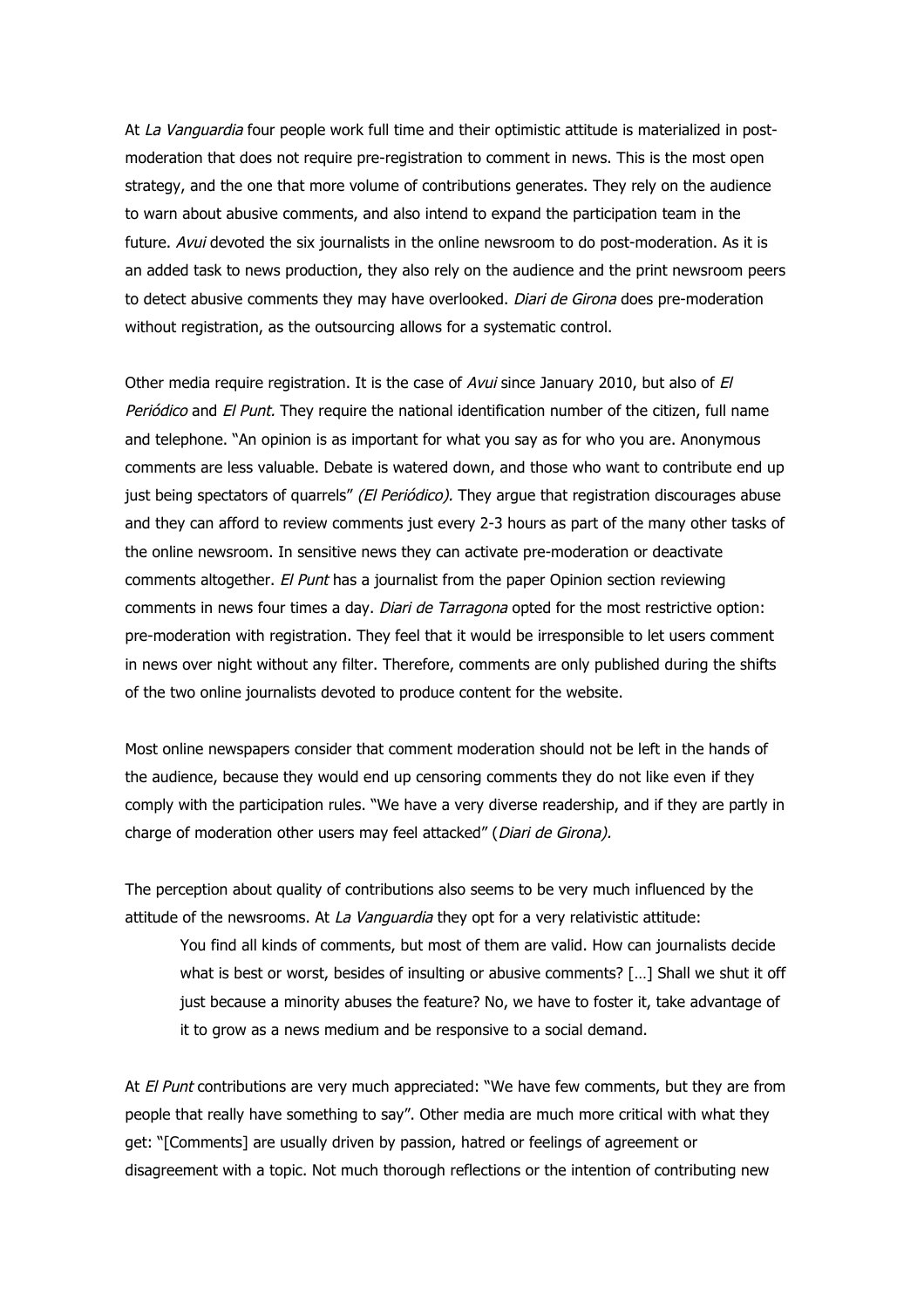At *La Vanguardia* four people work full time and their optimistic attitude is materialized in post-moderation that does not require pre-registration to comment in news. This is the most open strategy, and the one that more volume of contributions generates. They rely on the audience to warn about abusive comments, and also intend to expand the participation team in the future. *Avui* devoted the six journalists in the online newsroom to do post-moderation. As it is an added task to news production, they also rely on the audience and the print newsroom peers to detect abusive comments they may have overlooked. *Diari de Girona* does pre-moderation without registration, as the outsourcing allows for a systematic control.

Other media require registration. It is the case of *Avui* since January 2010, but also of *El Periódico* and *El Punt.* They require the national identification number of the citizen, full name and telephone. "An opinion is as important for what you say as for who you are. Anonymous comments are less valuable. Debate is watered down, and those who want to contribute end up just being spectators of quarrels" *(El Periódico).* They argue that registration discourages abuse and they can afford to review comments just every 2-3 hours as part of the many other tasks of the online newsroom. In sensitive news they can activate pre-moderation or deactivate comments altogether. *El Punt* has a journalist from the paper Opinion section reviewing comments in news four times a day. *Diari de Tarragona* opted for the most restrictive option: pre-moderation with registration. They feel that it would be irresponsible to let users comment in news over night without any filter. Therefore, comments are only published during the shifts of the two online journalists devoted to produce content for the website.

Most online newspapers consider that comment moderation should not be left in the hands of the audience, because they would end up censoring comments they do not like even if they comply with the participation rules. "We have a very diverse readership, and if they are partly in charge of moderation other users may feel attacked" (*Diari de Girona).*

The perception about quality of contributions also seems to be very much influenced by the attitude of the newsrooms. At *La Vanguardia* they opt for a very relativistic attitude:

> You find all kinds of comments, but most of them are valid. How can journalists decide what is best or worst, besides of insulting or abusive comments? […] Shall we shut it off just because a minority abuses the feature? No, we have to foster it, take advantage of it to grow as a news medium and be responsive to a social demand.

At *El Punt* contributions are very much appreciated: "We have few comments, but they are from people that really have something to say". Other media are much more critical with what they get: "[Comments] are usually driven by passion, hatred or feelings of agreement or disagreement with a topic. Not much thorough reflections or the intention of contributing new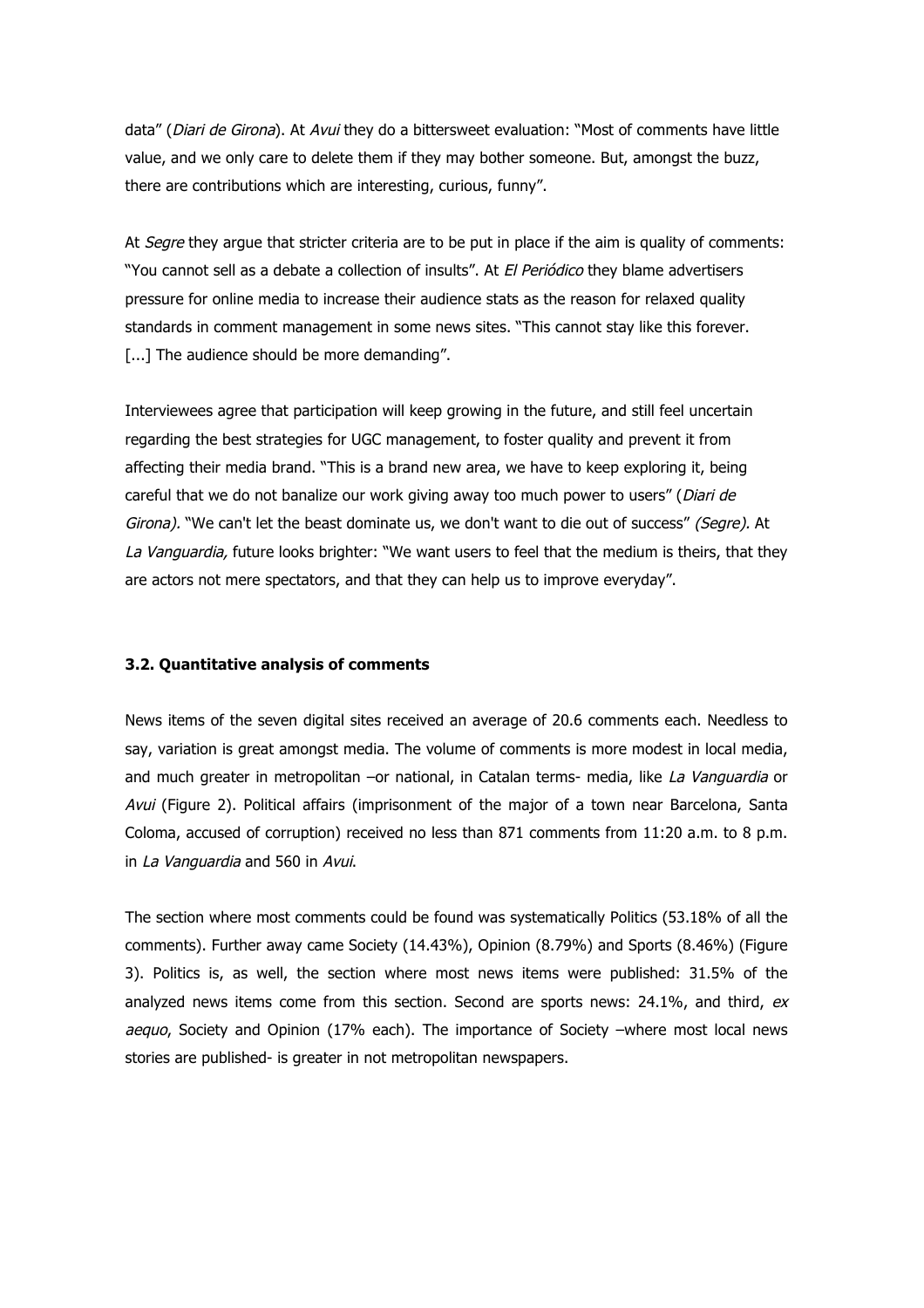data" (*Diari de Girona*). At *Avui* they do a bittersweet evaluation: "Most of comments have little value, and we only care to delete them if they may bother someone. But, amongst the buzz, there are contributions which are interesting, curious, funny".

At *Segre* they argue that stricter criteria are to be put in place if the aim is quality of comments: "You cannot sell as a debate a collection of insults". At *El Periódico* they blame advertisers pressure for online media to increase their audience stats as the reason for relaxed quality standards in comment management in some news sites. "This cannot stay like this forever. [...] The audience should be more demanding".

Interviewees agree that participation will keep growing in the future, and still feel uncertain regarding the best strategies for UGC management, to foster quality and prevent it from affecting their media brand. "This is a brand new area, we have to keep exploring it, being careful that we do not banalize our work giving away too much power to users" (*Diari de Girona).* "We can't let the beast dominate us, we don't want to die out of success" *(Segre).* At *La Vanguardia,* future looks brighter: "We want users to feel that the medium is theirs, that they are actors not mere spectators, and that they can help us to improve everyday".

### 3.2. Quantitative analysis of comments

News items of the seven digital sites received an average of 20.6 comments each. Needless to say, variation is great amongst media. The volume of comments is more modest in local media, and much greater in metropolitan –or national, in Catalan terms- media, like *La Vanguardia* or *Avui* (Figure 2). Political affairs (imprisonment of the major of a town near Barcelona, Santa Coloma, accused of corruption) received no less than 871 comments from 11:20 a.m. to 8 p.m. in *La Vanguardia* and 560 in *Avui*.

The section where most comments could be found was systematically Politics (53.18% of all the comments). Further away came Society (14.43%), Opinion (8.79%) and Sports (8.46%) (Figure 3). Politics is, as well, the section where most news items were published: 31.5% of the analyzed news items come from this section. Second are sports news: 24.1%, and third, *ex aequo*, Society and Opinion (17% each). The importance of Society –where most local news stories are published- is greater in not metropolitan newspapers.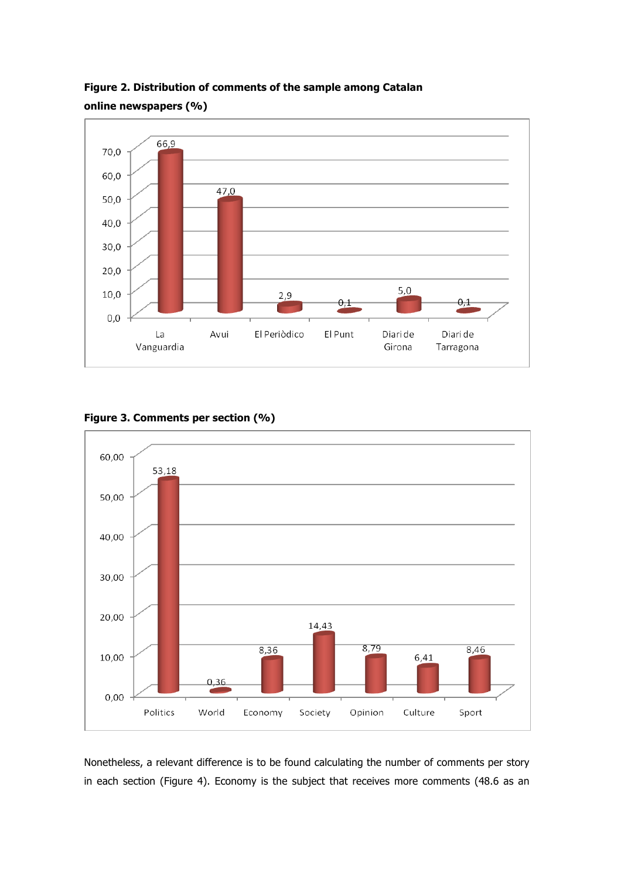**Figure 2. Distribution of comments of the sample among Catalan online newspapers (%)**

| La Vanguardia | Avui | El Periòdico | El Punt | Diari de Girona | Diari de Tarragona |
|---|---|---|---|---|---|
| 66,9 | 47,0 | 2,9 | 0,1 | 5,0 | 0,1 |

**Figure 3. Comments per section (%)**

| Politics | World | Economy | Society | Opinion | Culture | Sport |
|---|---|---|---|---|---|---|
| 53,18 | 0,36 | 8,36 | 14,43 | 8,79 | 6,41 | 8,46 |

Nonetheless, a relevant difference is to be found calculating the number of comments per story in each section (Figure 4). Economy is the subject that receives more comments (48.6 as an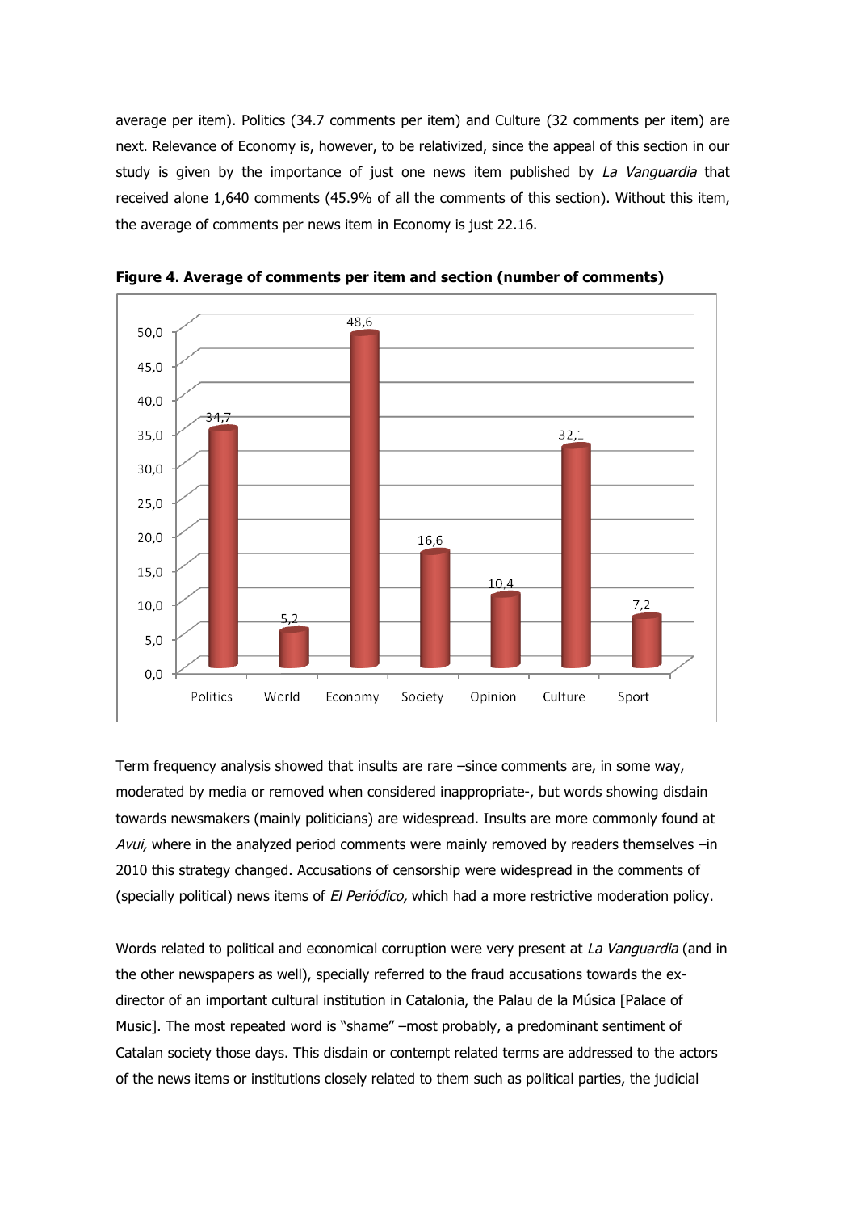average per item). Politics (34.7 comments per item) and Culture (32 comments per item) are next. Relevance of Economy is, however, to be relativized, since the appeal of this section in our study is given by the importance of just one news item published by *La Vanguardia* that received alone 1,640 comments (45.9% of all the comments of this section). Without this item, the average of comments per news item in Economy is just 22.16.

**Figure 4. Average of comments per item and section (number of comments)**

| Section | Average |
|---|---|
| Politics | 34,7 |
| World | 5,2 |
| Economy | 48,6 |
| Society | 16,6 |
| Opinion | 10,4 |
| Culture | 32,1 |
| Sport | 7,2 |

Term frequency analysis showed that insults are rare –since comments are, in some way, moderated by media or removed when considered inappropriate-, but words showing disdain towards newsmakers (mainly politicians) are widespread. Insults are more commonly found at *Avui,* where in the analyzed period comments were mainly removed by readers themselves –in 2010 this strategy changed. Accusations of censorship were widespread in the comments of (specially political) news items of *El Periódico,* which had a more restrictive moderation policy.

Words related to political and economical corruption were very present at *La Vanguardia* (and in the other newspapers as well), specially referred to the fraud accusations towards the ex-director of an important cultural institution in Catalonia, the Palau de la Música [Palace of Music]. The most repeated word is "shame" –most probably, a predominant sentiment of Catalan society those days. This disdain or contempt related terms are addressed to the actors of the news items or institutions closely related to them such as political parties, the judicial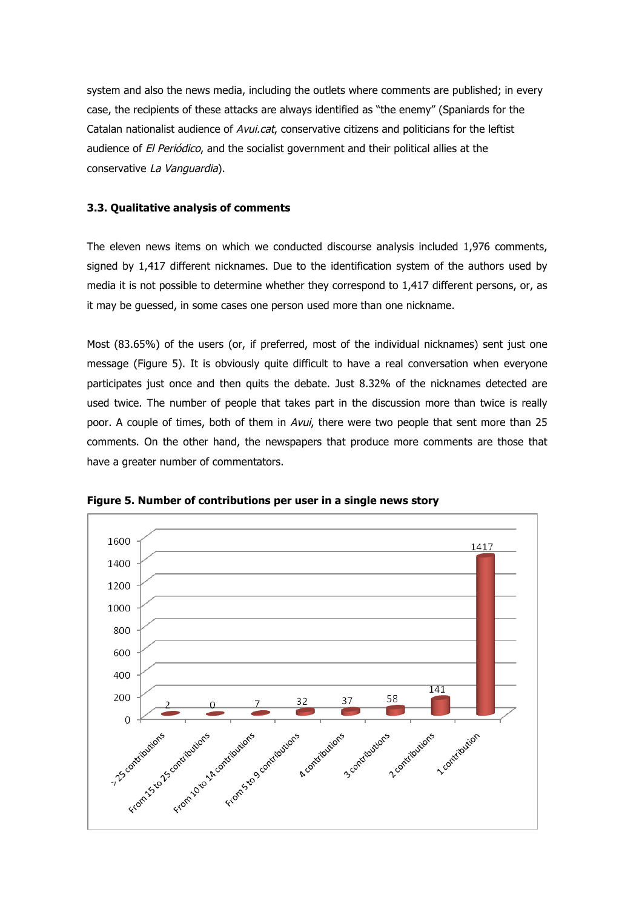system and also the news media, including the outlets where comments are published; in every case, the recipients of these attacks are always identified as "the enemy" (Spaniards for the Catalan nationalist audience of *Avui.cat*, conservative citizens and politicians for the leftist audience of *El Periódico*, and the socialist government and their political allies at the conservative *La Vanguardia*).

### 3.3. Qualitative analysis of comments

The eleven news items on which we conducted discourse analysis included 1,976 comments, signed by 1,417 different nicknames. Due to the identification system of the authors used by media it is not possible to determine whether they correspond to 1,417 different persons, or, as it may be guessed, in some cases one person used more than one nickname.

Most (83.65%) of the users (or, if preferred, most of the individual nicknames) sent just one message (Figure 5). It is obviously quite difficult to have a real conversation when everyone participates just once and then quits the debate. Just 8.32% of the nicknames detected are used twice. The number of people that takes part in the discussion more than twice is really poor. A couple of times, both of them in *Avui*, there were two people that sent more than 25 comments. On the other hand, the newspapers that produce more comments are those that have a greater number of commentators.

**Figure 5. Number of contributions per user in a single news story**

| Contributions | Users |
|---|---|
| > 25 contributions | 2 |
| From 15 to 25 contributions | 0 |
| From 10 to 14 contributions | 7 |
| From 5 to 9 contributions | 32 |
| 4 contributions | 37 |
| 3 contributions | 58 |
| 2 contributions | 141 |
| 1 contribution | 1417 |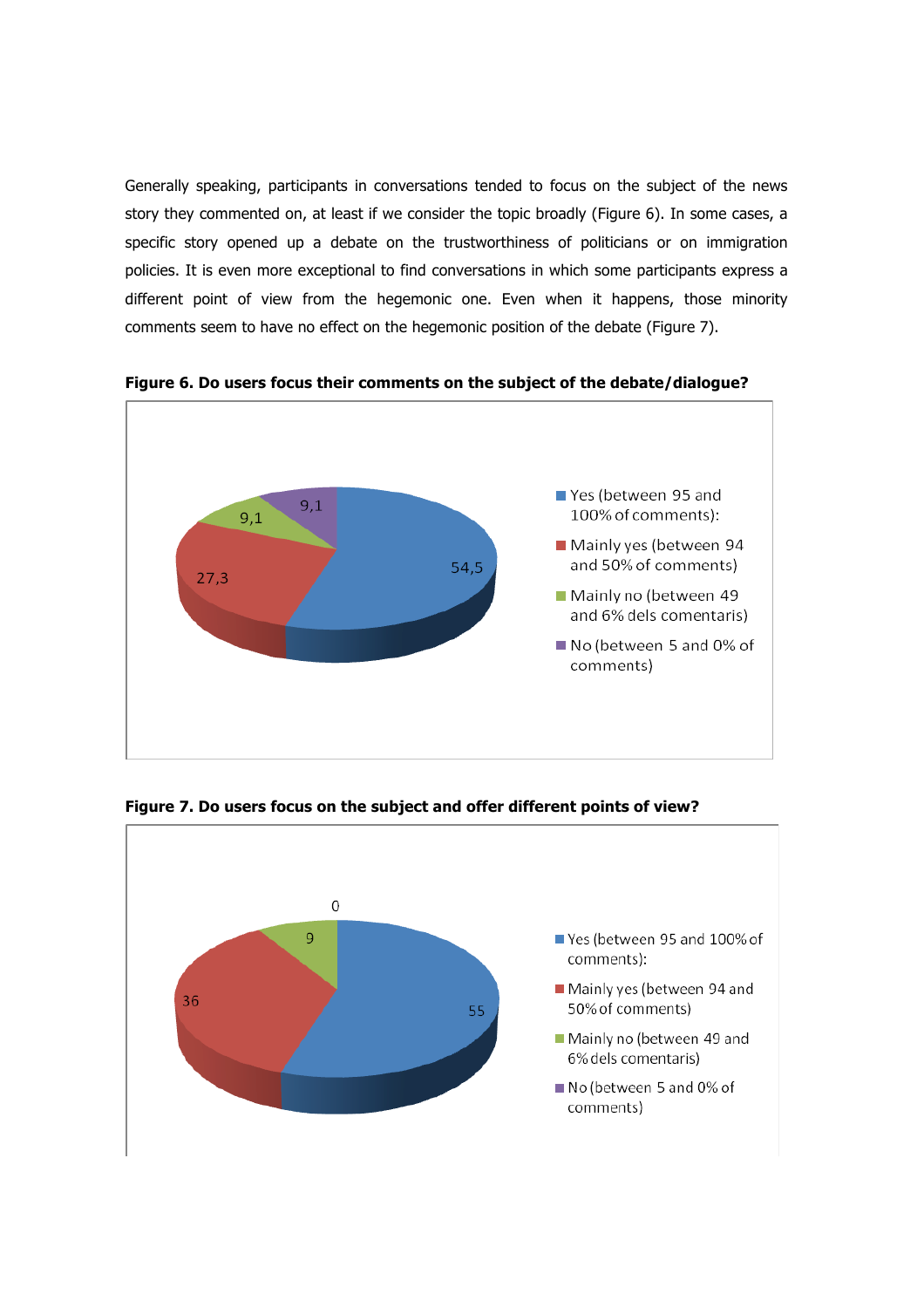Generally speaking, participants in conversations tended to focus on the subject of the news story they commented on, at least if we consider the topic broadly (Figure 6). In some cases, a specific story opened up a debate on the trustworthiness of politicians or on immigration policies. It is even more exceptional to find conversations in which some participants express a different point of view from the hegemonic one. Even when it happens, those minority comments seem to have no effect on the hegemonic position of the debate (Figure 7).

**Figure 6. Do users focus their comments on the subject of the debate/dialogue?**

| Category | Value |
|---|---|
| Yes (between 95 and 100% of comments): | 54,5 |
| Mainly yes (between 94 and 50% of comments) | 27,3 |
| Mainly no (between 49 and 6% dels comentaris) | 9,1 |
| No (between 5 and 0% of comments) | 9,1 |

**Figure 7. Do users focus on the subject and offer different points of view?**

| Category | Value |
|---|---|
| Yes (between 95 and 100% of comments): | 55 |
| Mainly yes (between 94 and 50% of comments) | 36 |
| Mainly no (between 49 and 6% dels comentaris) | 9 |
| No (between 5 and 0% of comments) | 0 |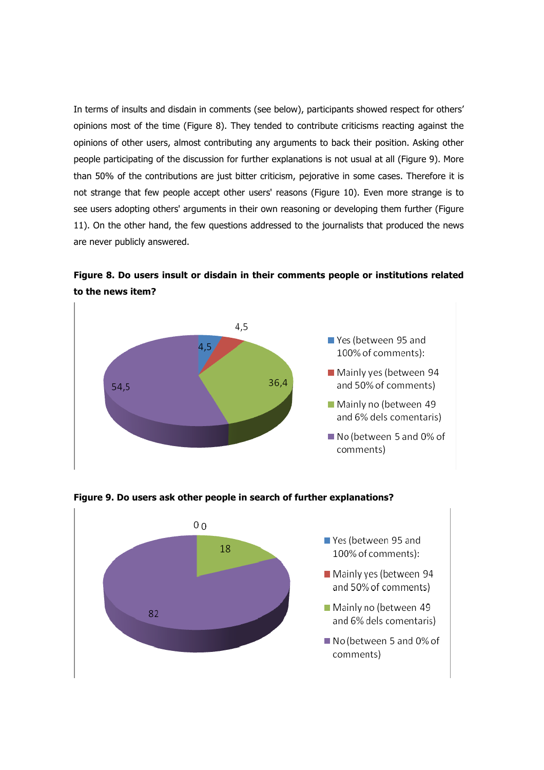In terms of insults and disdain in comments (see below), participants showed respect for others' opinions most of the time (Figure 8). They tended to contribute criticisms reacting against the opinions of other users, almost contributing any arguments to back their position. Asking other people participating of the discussion for further explanations is not usual at all (Figure 9). More than 50% of the contributions are just bitter criticism, pejorative in some cases. Therefore it is not strange that few people accept other users' reasons (Figure 10). Even more strange is to see users adopting others' arguments in their own reasoning or developing them further (Figure 11). On the other hand, the few questions addressed to the journalists that produced the news are never publicly answered.

**Figure 8. Do users insult or disdain in their comments people or institutions related to the news item?**

| Category | % |
| --- | --- |
| Yes (between 95 and 100% of comments): | 4,5 |
| Mainly yes (between 94 and 50% of comments) | 4,5 |
| Mainly no (between 49 and 6% dels comentaris) | 36,4 |
| No (between 5 and 0% of comments) | 54,5 |

**Figure 9. Do users ask other people in search of further explanations?**

| Category | % |
| --- | --- |
| Yes (between 95 and 100% of comments): | 0 |
| Mainly yes (between 94 and 50% of comments) | 0 |
| Mainly no (between 49 and 6% dels comentaris) | 18 |
| No (between 5 and 0% of comments) | 82 |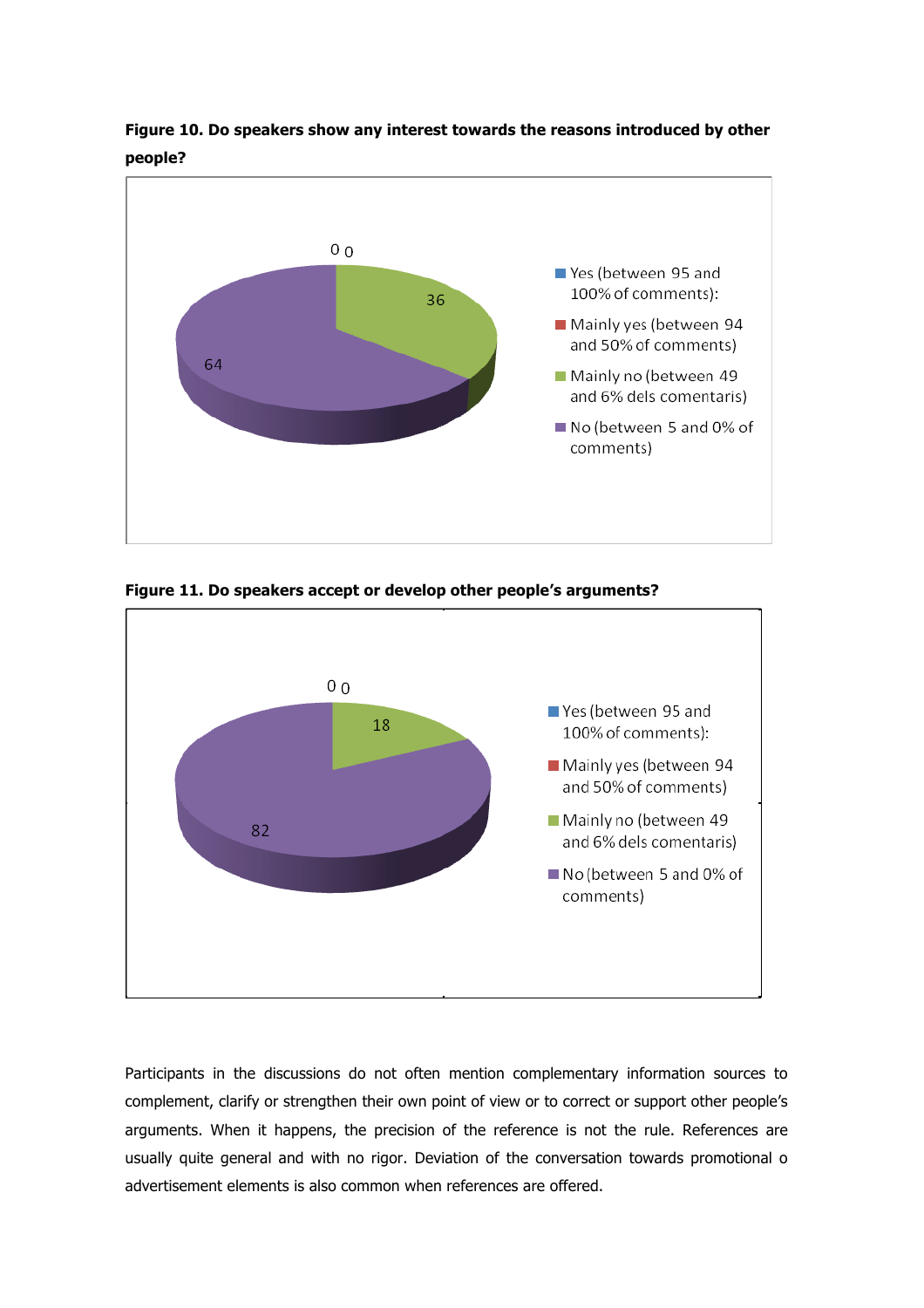**Figure 10. Do speakers show any interest towards the reasons introduced by other people?**

**Figure 11. Do speakers accept or develop other people's arguments?**

Participants in the discussions do not often mention complementary information sources to complement, clarify or strengthen their own point of view or to correct or support other people's arguments. When it happens, the precision of the reference is not the rule. References are usually quite general and with no rigor. Deviation of the conversation towards promotional o advertisement elements is also common when references are offered.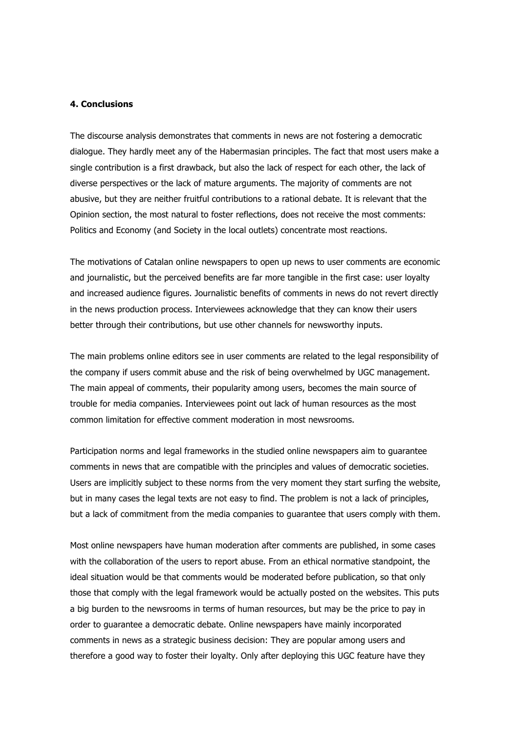**4. Conclusions**

The discourse analysis demonstrates that comments in news are not fostering a democratic dialogue. They hardly meet any of the Habermasian principles. The fact that most users make a single contribution is a first drawback, but also the lack of respect for each other, the lack of diverse perspectives or the lack of mature arguments. The majority of comments are not abusive, but they are neither fruitful contributions to a rational debate. It is relevant that the Opinion section, the most natural to foster reflections, does not receive the most comments: Politics and Economy (and Society in the local outlets) concentrate most reactions.

The motivations of Catalan online newspapers to open up news to user comments are economic and journalistic, but the perceived benefits are far more tangible in the first case: user loyalty and increased audience figures. Journalistic benefits of comments in news do not revert directly in the news production process. Interviewees acknowledge that they can know their users better through their contributions, but use other channels for newsworthy inputs.

The main problems online editors see in user comments are related to the legal responsibility of the company if users commit abuse and the risk of being overwhelmed by UGC management. The main appeal of comments, their popularity among users, becomes the main source of trouble for media companies. Interviewees point out lack of human resources as the most common limitation for effective comment moderation in most newsrooms.

Participation norms and legal frameworks in the studied online newspapers aim to guarantee comments in news that are compatible with the principles and values of democratic societies. Users are implicitly subject to these norms from the very moment they start surfing the website, but in many cases the legal texts are not easy to find. The problem is not a lack of principles, but a lack of commitment from the media companies to guarantee that users comply with them.

Most online newspapers have human moderation after comments are published, in some cases with the collaboration of the users to report abuse. From an ethical normative standpoint, the ideal situation would be that comments would be moderated before publication, so that only those that comply with the legal framework would be actually posted on the websites. This puts a big burden to the newsrooms in terms of human resources, but may be the price to pay in order to guarantee a democratic debate. Online newspapers have mainly incorporated comments in news as a strategic business decision: They are popular among users and therefore a good way to foster their loyalty. Only after deploying this UGC feature have they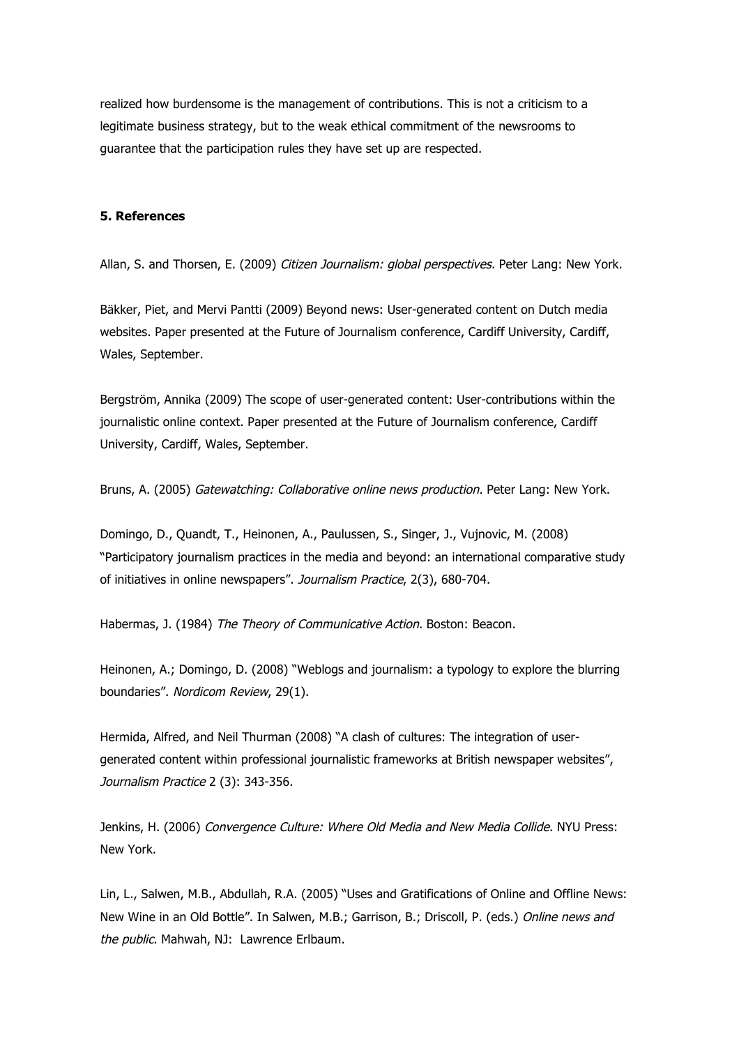realized how burdensome is the management of contributions. This is not a criticism to a legitimate business strategy, but to the weak ethical commitment of the newsrooms to guarantee that the participation rules they have set up are respected.

## 5. References

Allan, S. and Thorsen, E. (2009) *Citizen Journalism: global perspectives.* Peter Lang: New York.

Bäkker, Piet, and Mervi Pantti (2009) Beyond news: User-generated content on Dutch media websites. Paper presented at the Future of Journalism conference, Cardiff University, Cardiff, Wales, September.

Bergström, Annika (2009) The scope of user-generated content: User-contributions within the journalistic online context. Paper presented at the Future of Journalism conference, Cardiff University, Cardiff, Wales, September.

Bruns, A. (2005) *Gatewatching: Collaborative online news production.* Peter Lang: New York.

Domingo, D., Quandt, T., Heinonen, A., Paulussen, S., Singer, J., Vujnovic, M. (2008) "Participatory journalism practices in the media and beyond: an international comparative study of initiatives in online newspapers". *Journalism Practice*, 2(3), 680-704.

Habermas, J. (1984) *The Theory of Communicative Action*. Boston: Beacon.

Heinonen, A.; Domingo, D. (2008) "Weblogs and journalism: a typology to explore the blurring boundaries". *Nordicom Review*, 29(1).

Hermida, Alfred, and Neil Thurman (2008) "A clash of cultures: The integration of user-generated content within professional journalistic frameworks at British newspaper websites", *Journalism Practice* 2 (3): 343-356.

Jenkins, H. (2006) *Convergence Culture: Where Old Media and New Media Collide*. NYU Press: New York.

Lin, L., Salwen, M.B., Abdullah, R.A. (2005) "Uses and Gratifications of Online and Offline News: New Wine in an Old Bottle". In Salwen, M.B.; Garrison, B.; Driscoll, P. (eds.) *Online news and the public*. Mahwah, NJ: Lawrence Erlbaum.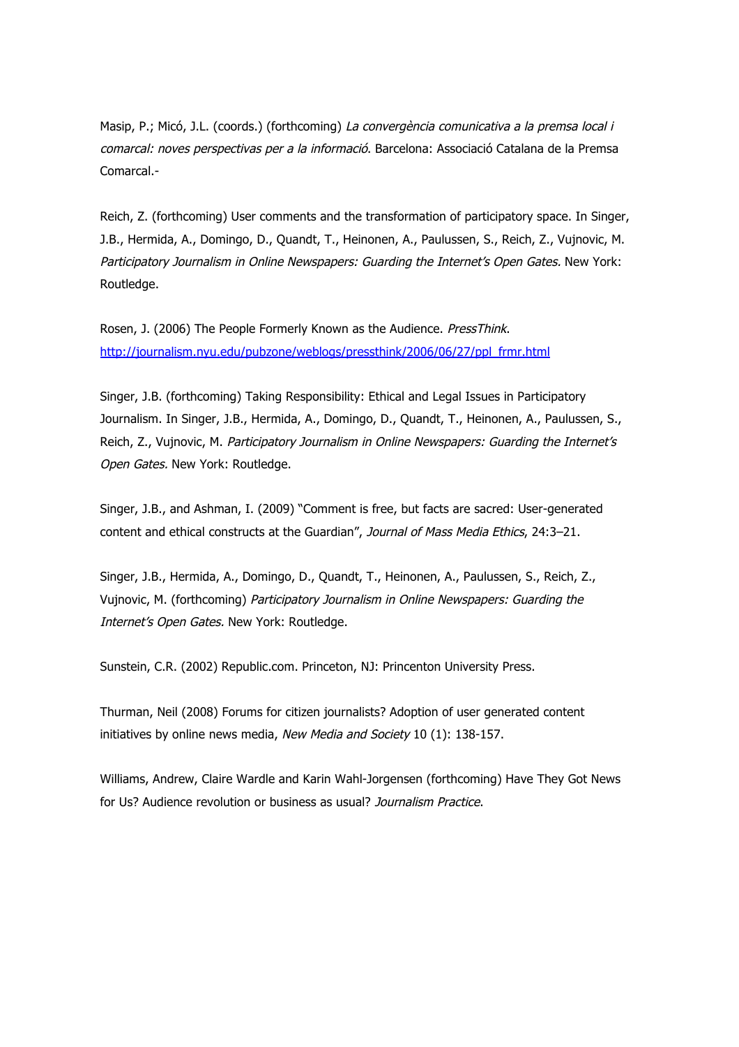Masip, P.; Micó, J.L. (coords.) (forthcoming) *La convergència comunicativa a la premsa local i comarcal: noves perspectivas per a la informació*. Barcelona: Associació Catalana de la Premsa Comarcal.-

Reich, Z. (forthcoming) User comments and the transformation of participatory space. In Singer, J.B., Hermida, A., Domingo, D., Quandt, T., Heinonen, A., Paulussen, S., Reich, Z., Vujnovic, M. *Participatory Journalism in Online Newspapers: Guarding the Internet's Open Gates.* New York: Routledge.

Rosen, J. (2006) The People Formerly Known as the Audience. *PressThink*. http://journalism.nyu.edu/pubzone/weblogs/pressthink/2006/06/27/ppl_frmr.html

Singer, J.B. (forthcoming) Taking Responsibility: Ethical and Legal Issues in Participatory Journalism. In Singer, J.B., Hermida, A., Domingo, D., Quandt, T., Heinonen, A., Paulussen, S., Reich, Z., Vujnovic, M. *Participatory Journalism in Online Newspapers: Guarding the Internet's Open Gates.* New York: Routledge.

Singer, J.B., and Ashman, I. (2009) "Comment is free, but facts are sacred: User-generated content and ethical constructs at the Guardian", *Journal of Mass Media Ethics*, 24:3–21.

Singer, J.B., Hermida, A., Domingo, D., Quandt, T., Heinonen, A., Paulussen, S., Reich, Z., Vujnovic, M. (forthcoming) *Participatory Journalism in Online Newspapers: Guarding the Internet's Open Gates.* New York: Routledge.

Sunstein, C.R. (2002) Republic.com. Princeton, NJ: Princeton University Press.

Thurman, Neil (2008) Forums for citizen journalists? Adoption of user generated content initiatives by online news media, *New Media and Society* 10 (1): 138-157.

Williams, Andrew, Claire Wardle and Karin Wahl-Jorgensen (forthcoming) Have They Got News for Us? Audience revolution or business as usual? *Journalism Practice*.